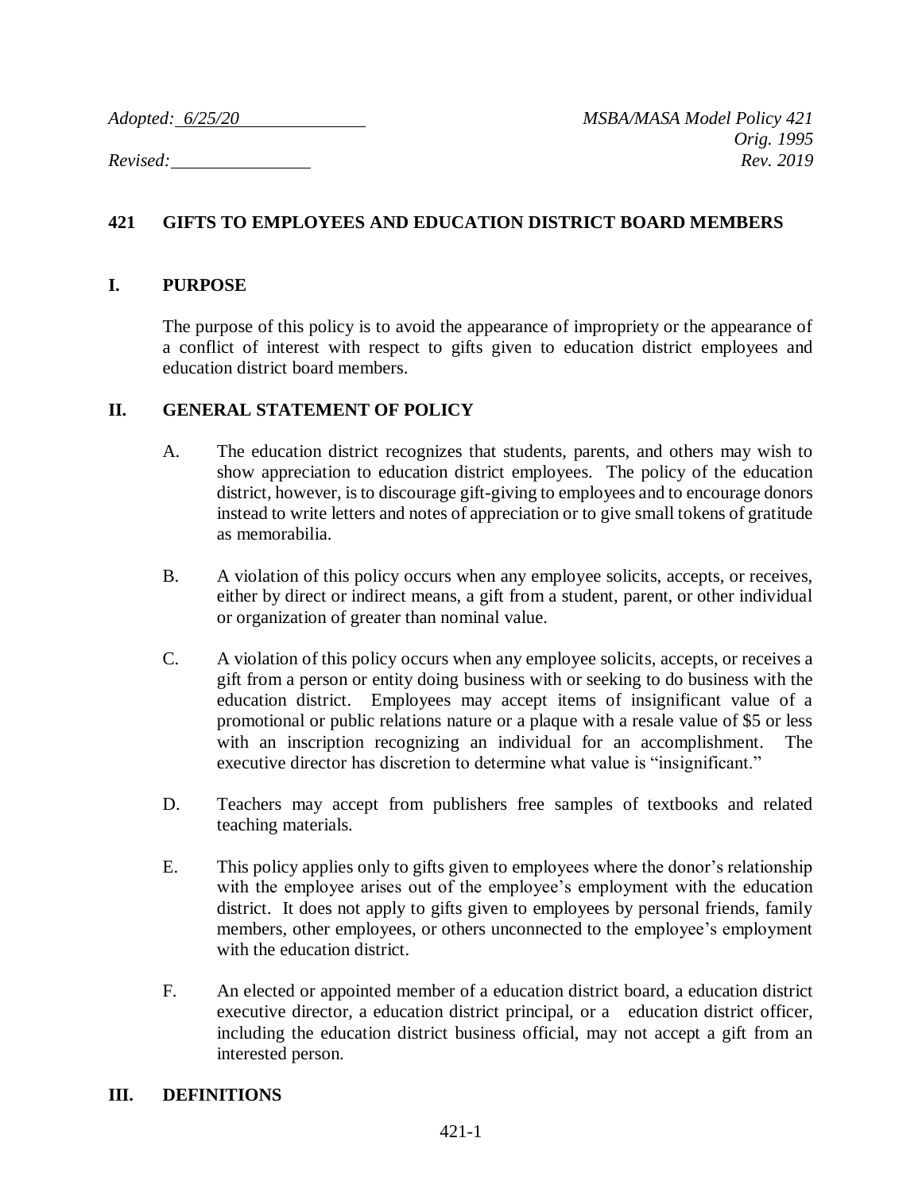*Adopted: 6/25/20* *MSBA/MASA Model Policy 421*
*Orig. 1995*
*Revised:* *Rev. 2019*

# 421 GIFTS TO EMPLOYEES AND EDUCATION DISTRICT BOARD MEMBERS

## I. PURPOSE

The purpose of this policy is to avoid the appearance of impropriety or the appearance of a conflict of interest with respect to gifts given to education district employees and education district board members.

## II. GENERAL STATEMENT OF POLICY

A. The education district recognizes that students, parents, and others may wish to show appreciation to education district employees. The policy of the education district, however, is to discourage gift-giving to employees and to encourage donors instead to write letters and notes of appreciation or to give small tokens of gratitude as memorabilia.

B. A violation of this policy occurs when any employee solicits, accepts, or receives, either by direct or indirect means, a gift from a student, parent, or other individual or organization of greater than nominal value.

C. A violation of this policy occurs when any employee solicits, accepts, or receives a gift from a person or entity doing business with or seeking to do business with the education district. Employees may accept items of insignificant value of a promotional or public relations nature or a plaque with a resale value of $5 or less with an inscription recognizing an individual for an accomplishment. The executive director has discretion to determine what value is "insignificant."

D. Teachers may accept from publishers free samples of textbooks and related teaching materials.

E. This policy applies only to gifts given to employees where the donor's relationship with the employee arises out of the employee's employment with the education district. It does not apply to gifts given to employees by personal friends, family members, other employees, or others unconnected to the employee's employment with the education district.

F. An elected or appointed member of a education district board, a education district executive director, a education district principal, or a education district officer, including the education district business official, may not accept a gift from an interested person.

## III. DEFINITIONS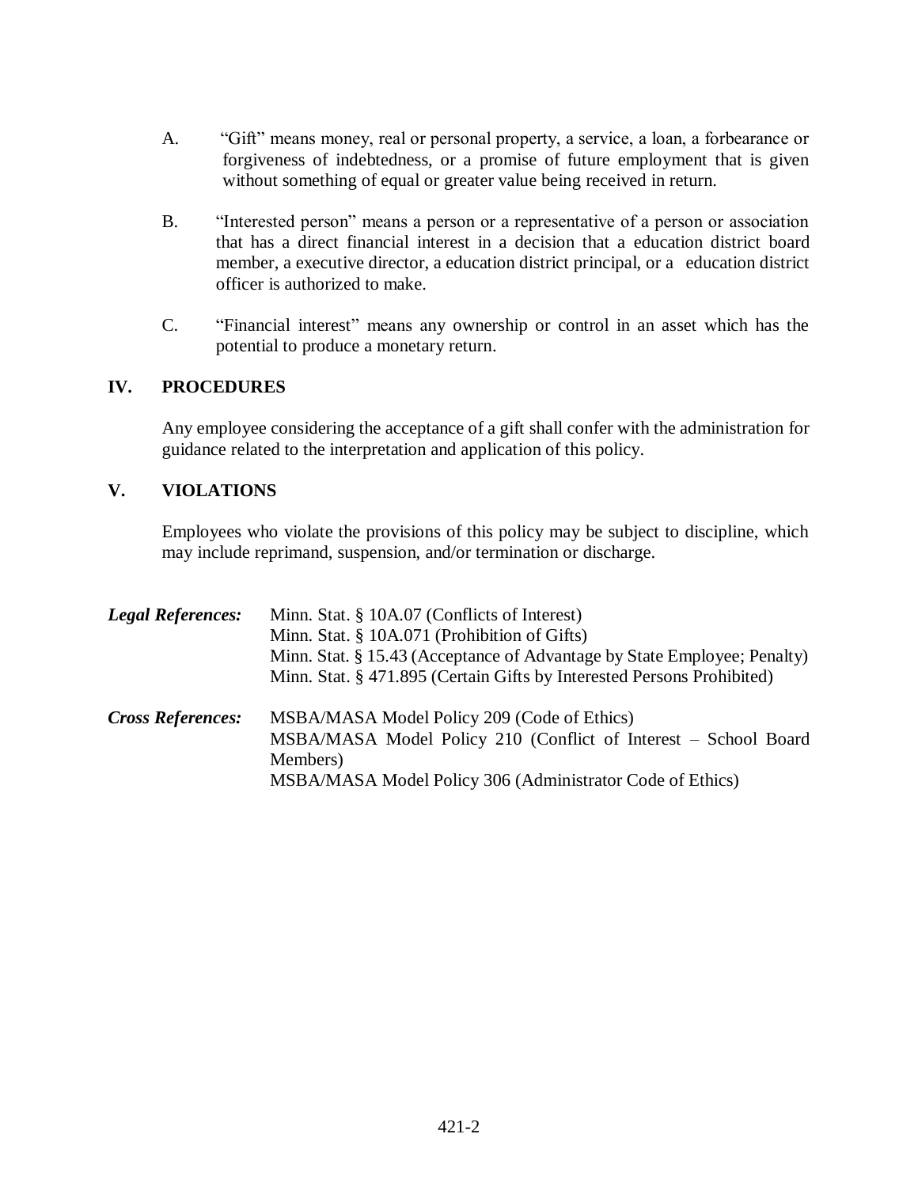A. “Gift” means money, real or personal property, a service, a loan, a forbearance or forgiveness of indebtedness, or a promise of future employment that is given without something of equal or greater value being received in return.

B. “Interested person” means a person or a representative of a person or association that has a direct financial interest in a decision that a education district board member, a executive director, a education district principal, or a education district officer is authorized to make.

C. “Financial interest” means any ownership or control in an asset which has the potential to produce a monetary return.

## IV. PROCEDURES

Any employee considering the acceptance of a gift shall confer with the administration for guidance related to the interpretation and application of this policy.

## V. VIOLATIONS

Employees who violate the provisions of this policy may be subject to discipline, which may include reprimand, suspension, and/or termination or discharge.

***Legal References:***
Minn. Stat. § 10A.07 (Conflicts of Interest)
Minn. Stat. § 10A.071 (Prohibition of Gifts)
Minn. Stat. § 15.43 (Acceptance of Advantage by State Employee; Penalty)
Minn. Stat. § 471.895 (Certain Gifts by Interested Persons Prohibited)

***Cross References:***
MSBA/MASA Model Policy 209 (Code of Ethics)
MSBA/MASA Model Policy 210 (Conflict of Interest – School Board Members)
MSBA/MASA Model Policy 306 (Administrator Code of Ethics)